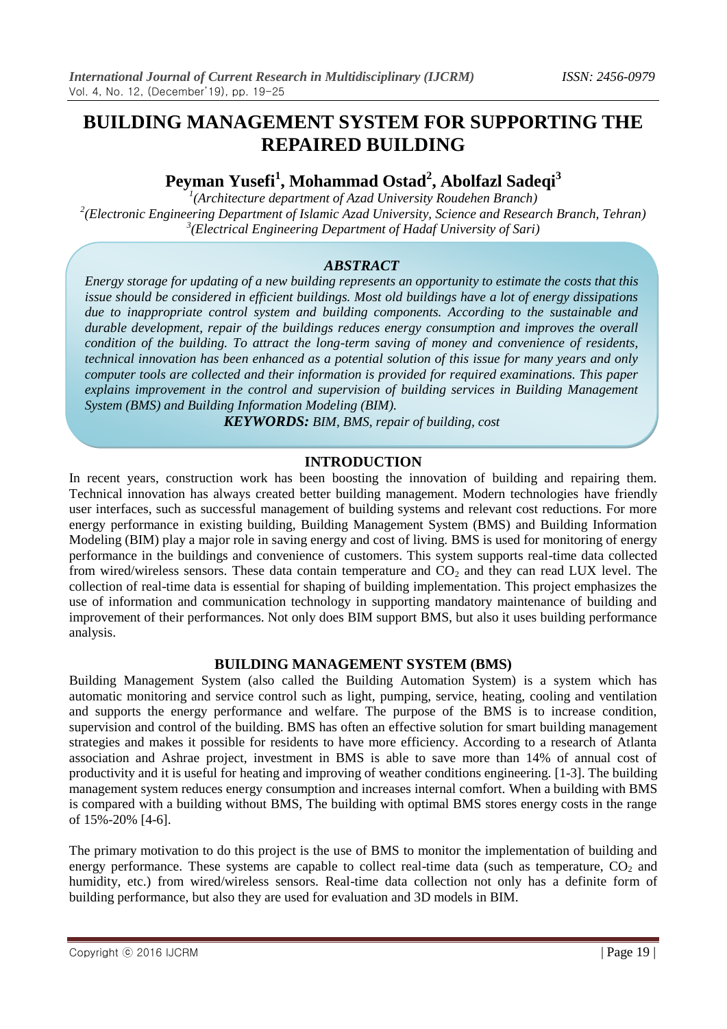# BUILDING MANAGEMENT SYSTEM FOR SUPPORTING THE REPAIRED BUILDING

**Peyman Yusefi[1], Mohammad Ostad[2], Abolfazl Sadeqi[3]**

[1]*(Architecture department of Azad University Roudehen Branch)*
[2]*(Electronic Engineering Department of Islamic Azad University, Science and Research Branch, Tehran)*
[3]*(Electrical Engineering Department of Hadaf University of Sari)*

### *ABSTRACT*

*Energy storage for updating of a new building represents an opportunity to estimate the costs that this issue should be considered in efficient buildings. Most old buildings have a lot of energy dissipations due to inappropriate control system and building components. According to the sustainable and durable development, repair of the buildings reduces energy consumption and improves the overall condition of the building. To attract the long-term saving of money and convenience of residents, technical innovation has been enhanced as a potential solution of this issue for many years and only computer tools are collected and their information is provided for required examinations. This paper explains improvement in the control and supervision of building services in Building Management System (BMS) and Building Information Modeling (BIM).*

***KEYWORDS:*** *BIM, BMS, repair of building, cost*

## INTRODUCTION

In recent years, construction work has been boosting the innovation of building and repairing them. Technical innovation has always created better building management. Modern technologies have friendly user interfaces, such as successful management of building systems and relevant cost reductions. For more energy performance in existing building, Building Management System (BMS) and Building Information Modeling (BIM) play a major role in saving energy and cost of living. BMS is used for monitoring of energy performance in the buildings and convenience of customers. This system supports real-time data collected from wired/wireless sensors. These data contain temperature and $CO_2$ and they can read LUX level. The collection of real-time data is essential for shaping of building implementation. This project emphasizes the use of information and communication technology in supporting mandatory maintenance of building and improvement of their performances. Not only does BIM support BMS, but also it uses building performance analysis.

## BUILDING MANAGEMENT SYSTEM (BMS)

Building Management System (also called the Building Automation System) is a system which has automatic monitoring and service control such as light, pumping, service, heating, cooling and ventilation and supports the energy performance and welfare. The purpose of the BMS is to increase condition, supervision and control of the building. BMS has often an effective solution for smart building management strategies and makes it possible for residents to have more efficiency. According to a research of Atlanta association and Ashrae project, investment in BMS is able to save more than 14% of annual cost of productivity and it is useful for heating and improving of weather conditions engineering. [1-3]. The building management system reduces energy consumption and increases internal comfort. When a building with BMS is compared with a building without BMS, The building with optimal BMS stores energy costs in the range of 15%-20% [4-6].

The primary motivation to do this project is the use of BMS to monitor the implementation of building and energy performance. These systems are capable to collect real-time data (such as temperature, $CO_2$ and humidity, etc.) from wired/wireless sensors. Real-time data collection not only has a definite form of building performance, but also they are used for evaluation and 3D models in BIM.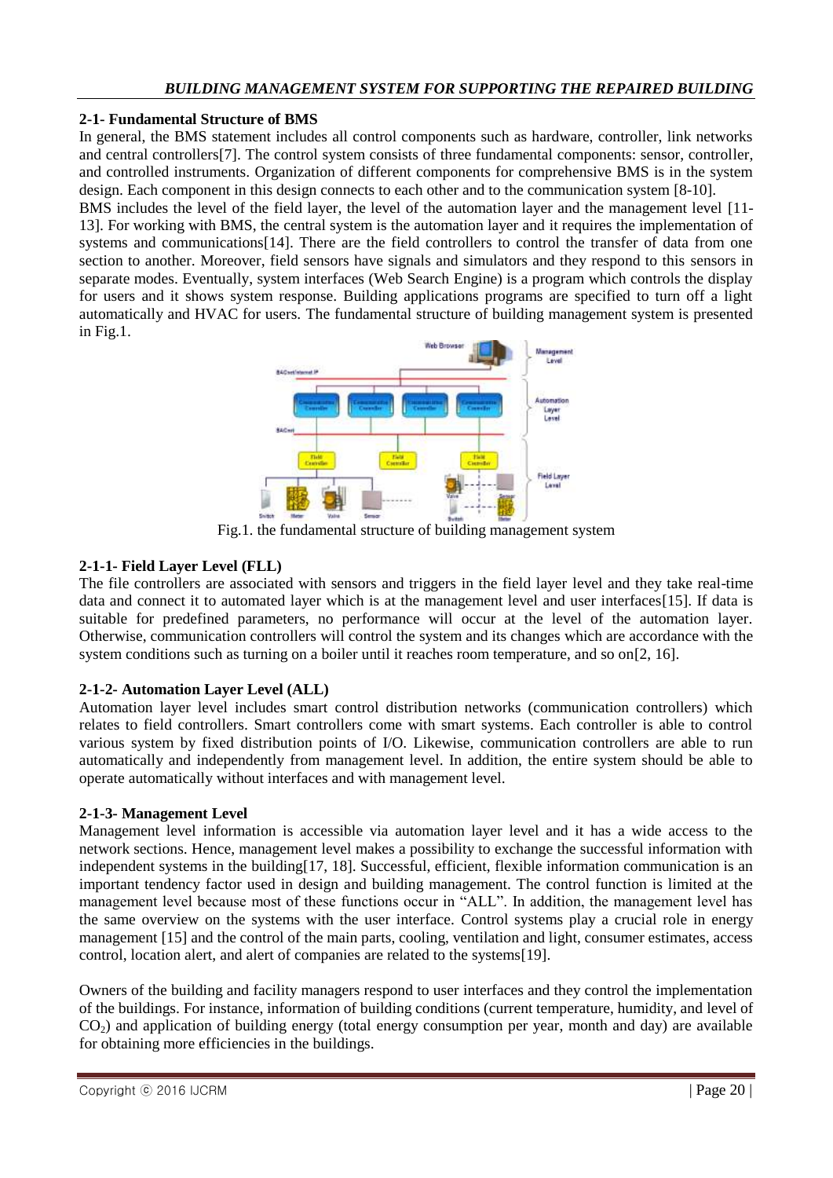## 2-1- Fundamental Structure of BMS

In general, the BMS statement includes all control components such as hardware, controller, link networks and central controllers[7]. The control system consists of three fundamental components: sensor, controller, and controlled instruments. Organization of different components for comprehensive BMS is in the system design. Each component in this design connects to each other and to the communication system [8-10].

BMS includes the level of the field layer, the level of the automation layer and the management level [11-13]. For working with BMS, the central system is the automation layer and it requires the implementation of systems and communications[14]. There are the field controllers to control the transfer of data from one section to another. Moreover, field sensors have signals and simulators and they respond to this sensors in separate modes. Eventually, system interfaces (Web Search Engine) is a program which controls the display for users and it shows system response. Building applications programs are specified to turn off a light automatically and HVAC for users. The fundamental structure of building management system is presented in Fig.1.

Fig.1. the fundamental structure of building management system

### 2-1-1- Field Layer Level (FLL)

The file controllers are associated with sensors and triggers in the field layer level and they take real-time data and connect it to automated layer which is at the management level and user interfaces[15]. If data is suitable for predefined parameters, no performance will occur at the level of the automation layer. Otherwise, communication controllers will control the system and its changes which are accordance with the system conditions such as turning on a boiler until it reaches room temperature, and so on[2, 16].

### 2-1-2- Automation Layer Level (ALL)

Automation layer level includes smart control distribution networks (communication controllers) which relates to field controllers. Smart controllers come with smart systems. Each controller is able to control various system by fixed distribution points of I/O. Likewise, communication controllers are able to run automatically and independently from management level. In addition, the entire system should be able to operate automatically without interfaces and with management level.

### 2-1-3- Management Level

Management level information is accessible via automation layer level and it has a wide access to the network sections. Hence, management level makes a possibility to exchange the successful information with independent systems in the building[17, 18]. Successful, efficient, flexible information communication is an important tendency factor used in design and building management. The control function is limited at the management level because most of these functions occur in "ALL". In addition, the management level has the same overview on the systems with the user interface. Control systems play a crucial role in energy management [15] and the control of the main parts, cooling, ventilation and light, consumer estimates, access control, location alert, and alert of companies are related to the systems[19].

Owners of the building and facility managers respond to user interfaces and they control the implementation of the buildings. For instance, information of building conditions (current temperature, humidity, and level of $CO_2$) and application of building energy (total energy consumption per year, month and day) are available for obtaining more efficiencies in the buildings.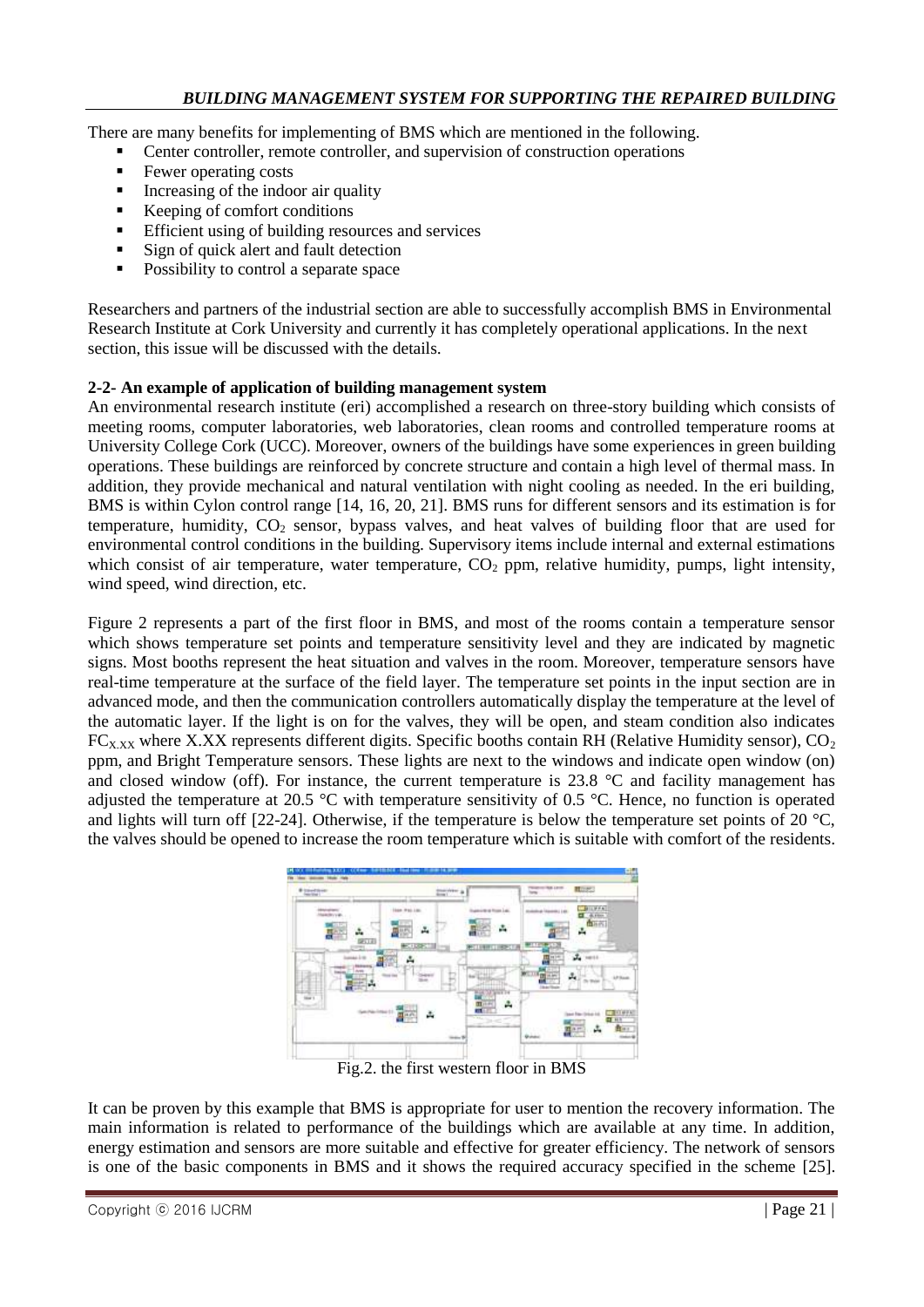There are many benefits for implementing of BMS which are mentioned in the following.

- Center controller, remote controller, and supervision of construction operations
- Fewer operating costs
- Increasing of the indoor air quality
- Keeping of comfort conditions
- Efficient using of building resources and services
- Sign of quick alert and fault detection
- Possibility to control a separate space

Researchers and partners of the industrial section are able to successfully accomplish BMS in Environmental Research Institute at Cork University and currently it has completely operational applications. In the next section, this issue will be discussed with the details.

**2-2- An example of application of building management system**

An environmental research institute (eri) accomplished a research on three-story building which consists of meeting rooms, computer laboratories, web laboratories, clean rooms and controlled temperature rooms at University College Cork (UCC). Moreover, owners of the buildings have some experiences in green building operations. These buildings are reinforced by concrete structure and contain a high level of thermal mass. In addition, they provide mechanical and natural ventilation with night cooling as needed. In the eri building, BMS is within Cylon control range [14, 16, 20, 21]. BMS runs for different sensors and its estimation is for temperature, humidity, $CO_2$ sensor, bypass valves, and heat valves of building floor that are used for environmental control conditions in the building. Supervisory items include internal and external estimations which consist of air temperature, water temperature, $CO_2$ ppm, relative humidity, pumps, light intensity, wind speed, wind direction, etc.

Figure 2 represents a part of the first floor in BMS, and most of the rooms contain a temperature sensor which shows temperature set points and temperature sensitivity level and they are indicated by magnetic signs. Most booths represent the heat situation and valves in the room. Moreover, temperature sensors have real-time temperature at the surface of the field layer. The temperature set points in the input section are in advanced mode, and then the communication controllers automatically display the temperature at the level of the automatic layer. If the light is on for the valves, they will be open, and steam condition also indicates $FC_{X.XX}$ where X.XX represents different digits. Specific booths contain RH (Relative Humidity sensor), $CO_2$ ppm, and Bright Temperature sensors. These lights are next to the windows and indicate open window (on) and closed window (off). For instance, the current temperature is 23.8 °C and facility management has adjusted the temperature at 20.5 °C with temperature sensitivity of 0.5 °C. Hence, no function is operated and lights will turn off [22-24]. Otherwise, if the temperature is below the temperature set points of 20 °C, the valves should be opened to increase the room temperature which is suitable with comfort of the residents.

Fig.2. the first western floor in BMS

It can be proven by this example that BMS is appropriate for user to mention the recovery information. The main information is related to performance of the buildings which are available at any time. In addition, energy estimation and sensors are more suitable and effective for greater efficiency. The network of sensors is one of the basic components in BMS and it shows the required accuracy specified in the scheme [25].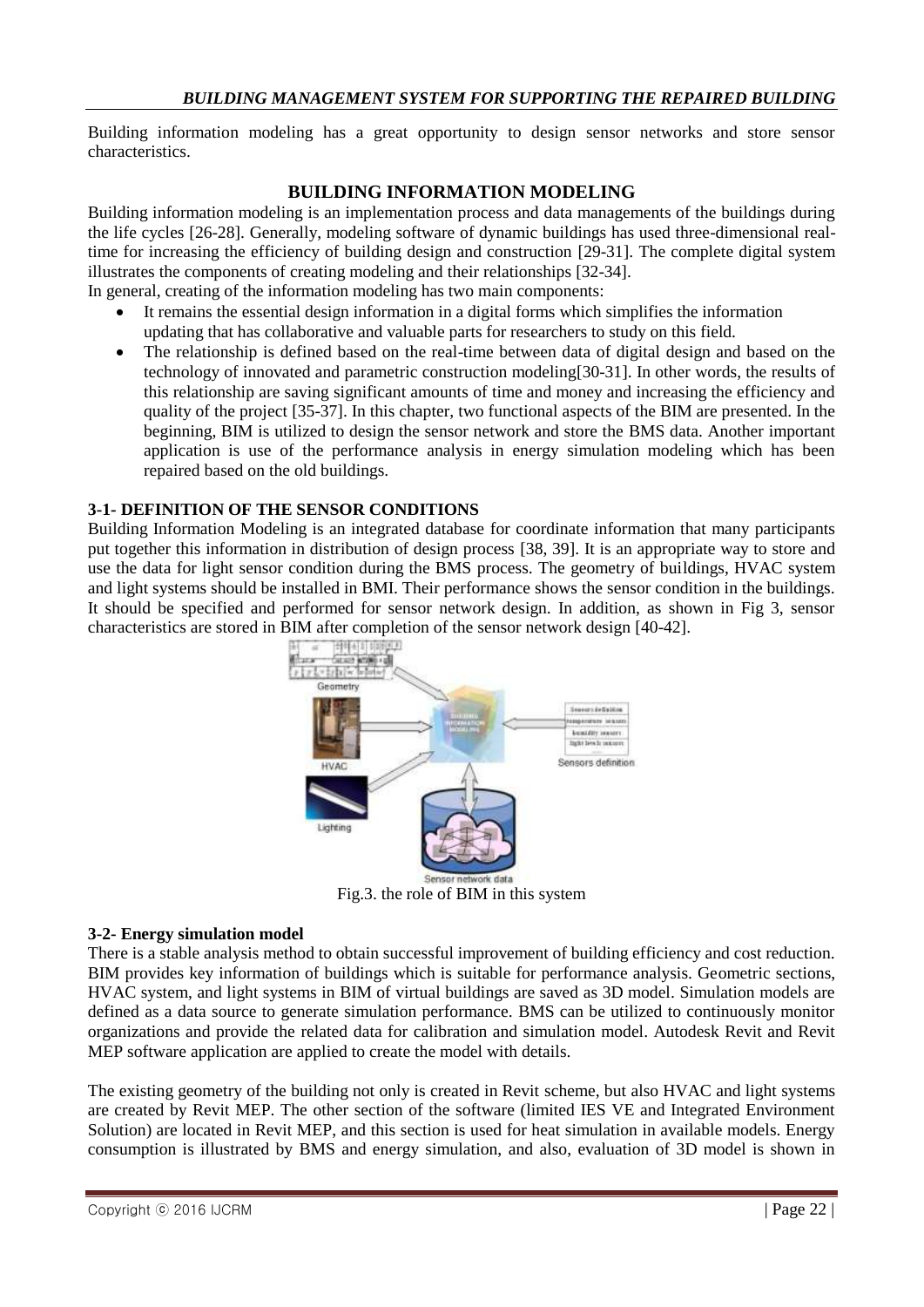Building information modeling has a great opportunity to design sensor networks and store sensor characteristics.

## BUILDING INFORMATION MODELING

Building information modeling is an implementation process and data managements of the buildings during the life cycles [26-28]. Generally, modeling software of dynamic buildings has used three-dimensional real-time for increasing the efficiency of building design and construction [29-31]. The complete digital system illustrates the components of creating modeling and their relationships [32-34].

In general, creating of the information modeling has two main components:

- It remains the essential design information in a digital forms which simplifies the information updating that has collaborative and valuable parts for researchers to study on this field.
- The relationship is defined based on the real-time between data of digital design and based on the technology of innovated and parametric construction modeling[30-31]. In other words, the results of this relationship are saving significant amounts of time and money and increasing the efficiency and quality of the project [35-37]. In this chapter, two functional aspects of the BIM are presented. In the beginning, BIM is utilized to design the sensor network and store the BMS data. Another important application is use of the performance analysis in energy simulation modeling which has been repaired based on the old buildings.

### 3-1- DEFINITION OF THE SENSOR CONDITIONS

Building Information Modeling is an integrated database for coordinate information that many participants put together this information in distribution of design process [38, 39]. It is an appropriate way to store and use the data for light sensor condition during the BMS process. The geometry of buildings, HVAC system and light systems should be installed in BMI. Their performance shows the sensor condition in the buildings. It should be specified and performed for sensor network design. In addition, as shown in Fig 3, sensor characteristics are stored in BIM after completion of the sensor network design [40-42].

Fig.3. the role of BIM in this system

### 3-2- Energy simulation model

There is a stable analysis method to obtain successful improvement of building efficiency and cost reduction. BIM provides key information of buildings which is suitable for performance analysis. Geometric sections, HVAC system, and light systems in BIM of virtual buildings are saved as 3D model. Simulation models are defined as a data source to generate simulation performance. BMS can be utilized to continuously monitor organizations and provide the related data for calibration and simulation model. Autodesk Revit and Revit MEP software application are applied to create the model with details.

The existing geometry of the building not only is created in Revit scheme, but also HVAC and light systems are created by Revit MEP. The other section of the software (limited IES VE and Integrated Environment Solution) are located in Revit MEP, and this section is used for heat simulation in available models. Energy consumption is illustrated by BMS and energy simulation, and also, evaluation of 3D model is shown in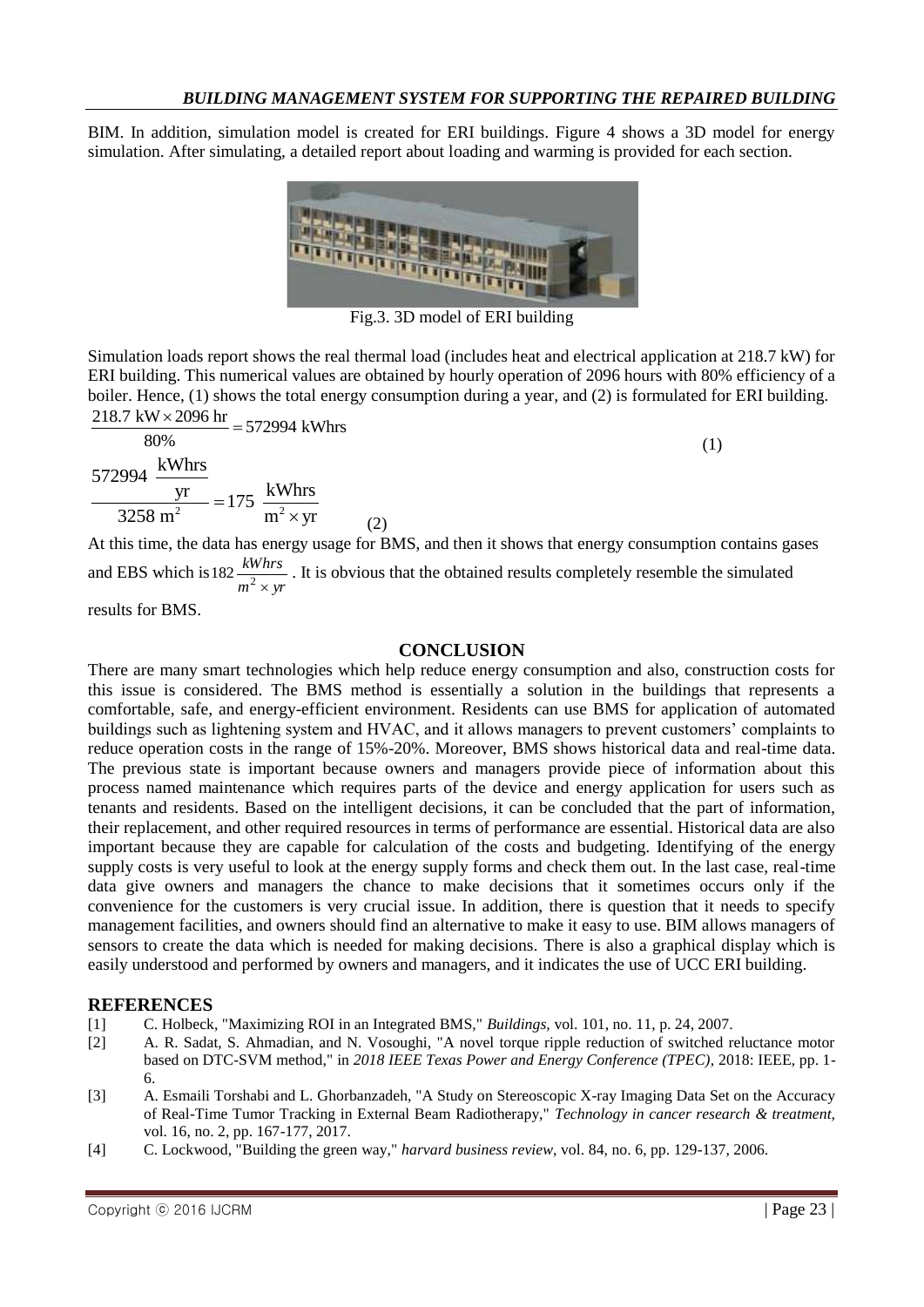BIM. In addition, simulation model is created for ERI buildings. Figure 4 shows a 3D model for energy simulation. After simulating, a detailed report about loading and warming is provided for each section.

Fig.3. 3D model of ERI building

Simulation loads report shows the real thermal load (includes heat and electrical application at 218.7 kW) for ERI building. This numerical values are obtained by hourly operation of 2096 hours with 80% efficiency of a boiler. Hence, (1) shows the total energy consumption during a year, and (2) is formulated for ERI building.

$$\frac{218.7 \text{ kW} \times 2096 \text{ hr}}{80\%} = 572994 \text{ kWhrs} \quad (1)$$

$$\frac{572994 \ \frac{\text{kWhrs}}{\text{yr}}}{3258 \text{ m}^2} = 175 \ \frac{\text{kWhrs}}{\text{m}^2 \times \text{yr}} \quad (2)$$

At this time, the data has energy usage for BMS, and then it shows that energy consumption contains gases and EBS which is $182 \frac{kWhrs}{m^2 \times yr}$ . It is obvious that the obtained results completely resemble the simulated results for BMS.

## CONCLUSION

There are many smart technologies which help reduce energy consumption and also, construction costs for this issue is considered. The BMS method is essentially a solution in the buildings that represents a comfortable, safe, and energy-efficient environment. Residents can use BMS for application of automated buildings such as lightening system and HVAC, and it allows managers to prevent customers' complaints to reduce operation costs in the range of 15%-20%. Moreover, BMS shows historical data and real-time data. The previous state is important because owners and managers provide piece of information about this process named maintenance which requires parts of the device and energy application for users such as tenants and residents. Based on the intelligent decisions, it can be concluded that the part of information, their replacement, and other required resources in terms of performance are essential. Historical data are also important because they are capable for calculation of the costs and budgeting. Identifying of the energy supply costs is very useful to look at the energy supply forms and check them out. In the last case, real-time data give owners and managers the chance to make decisions that it sometimes occurs only if the convenience for the customers is very crucial issue. In addition, there is question that it needs to specify management facilities, and owners should find an alternative to make it easy to use. BIM allows managers of sensors to create the data which is needed for making decisions. There is also a graphical display which is easily understood and performed by owners and managers, and it indicates the use of UCC ERI building.

## REFERENCES

[1] C. Holbeck, "Maximizing ROI in an Integrated BMS," *Buildings,* vol. 101, no. 11, p. 24, 2007.

[2] A. R. Sadat, S. Ahmadian, and N. Vosoughi, "A novel torque ripple reduction of switched reluctance motor based on DTC-SVM method," in *2018 IEEE Texas Power and Energy Conference (TPEC)*, 2018: IEEE, pp. 1-6.

[3] A. Esmaili Torshabi and L. Ghorbanzadeh, "A Study on Stereoscopic X-ray Imaging Data Set on the Accuracy of Real-Time Tumor Tracking in External Beam Radiotherapy," *Technology in cancer research & treatment,* vol. 16, no. 2, pp. 167-177, 2017.

[4] C. Lockwood, "Building the green way," *harvard business review,* vol. 84, no. 6, pp. 129-137, 2006.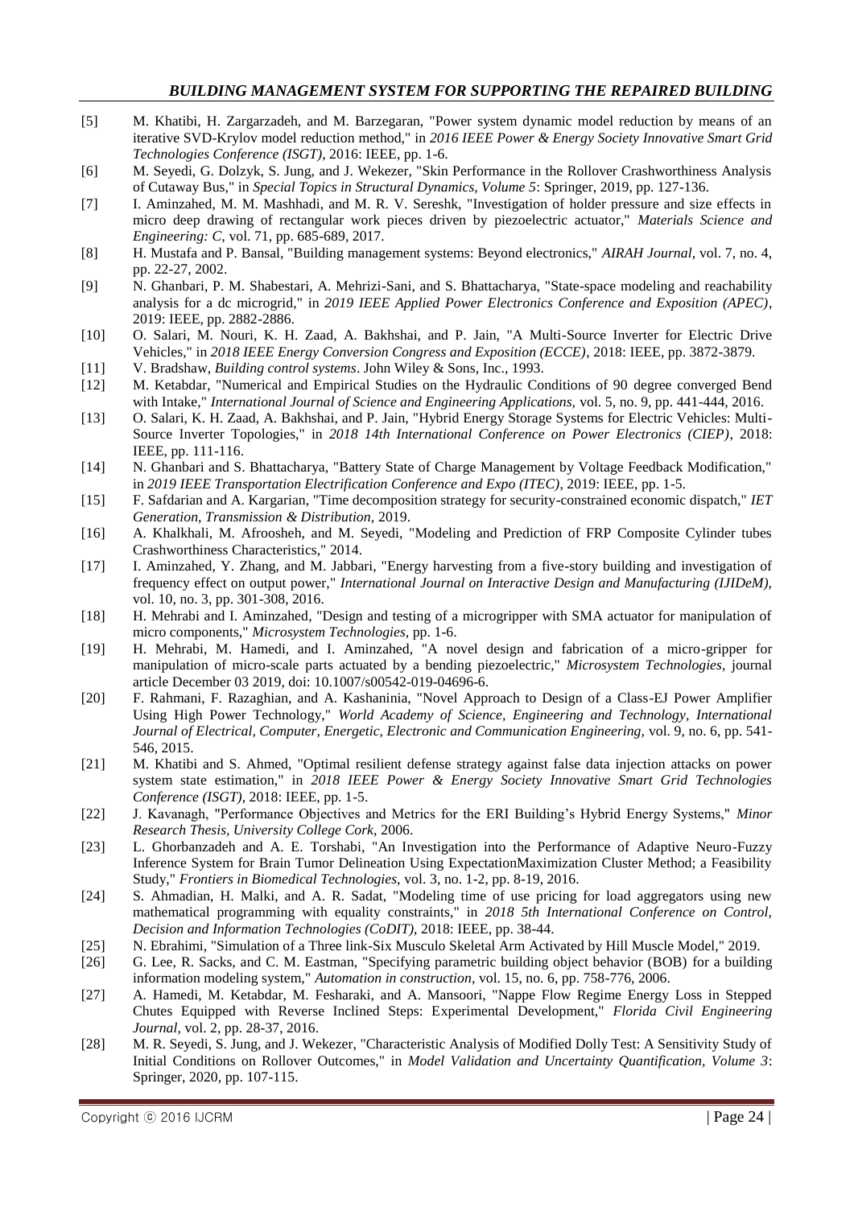[5] M. Khatibi, H. Zargarzadeh, and M. Barzegaran, "Power system dynamic model reduction by means of an iterative SVD-Krylov model reduction method," in *2016 IEEE Power & Energy Society Innovative Smart Grid Technologies Conference (ISGT)*, 2016: IEEE, pp. 1-6.

[6] M. Seyedi, G. Dolzyk, S. Jung, and J. Wekezer, "Skin Performance in the Rollover Crashworthiness Analysis of Cutaway Bus," in *Special Topics in Structural Dynamics, Volume 5*: Springer, 2019, pp. 127-136.

[7] I. Aminzahed, M. M. Mashhadi, and M. R. V. Sereshk, "Investigation of holder pressure and size effects in micro deep drawing of rectangular work pieces driven by piezoelectric actuator," *Materials Science and Engineering: C,* vol. 71, pp. 685-689, 2017.

[8] H. Mustafa and P. Bansal, "Building management systems: Beyond electronics," *AIRAH Journal*, vol. 7, no. 4, pp. 22-27, 2002.

[9] N. Ghanbari, P. M. Shabestari, A. Mehrizi-Sani, and S. Bhattacharya, "State-space modeling and reachability analysis for a dc microgrid," in *2019 IEEE Applied Power Electronics Conference and Exposition (APEC)*, 2019: IEEE, pp. 2882-2886.

[10] O. Salari, M. Nouri, K. H. Zaad, A. Bakhshai, and P. Jain, "A Multi-Source Inverter for Electric Drive Vehicles," in *2018 IEEE Energy Conversion Congress and Exposition (ECCE)*, 2018: IEEE, pp. 3872-3879.

[11] V. Bradshaw, *Building control systems*. John Wiley & Sons, Inc., 1993.

[12] M. Ketabdar, "Numerical and Empirical Studies on the Hydraulic Conditions of 90 degree converged Bend with Intake," *International Journal of Science and Engineering Applications,* vol. 5, no. 9, pp. 441-444, 2016.

[13] O. Salari, K. H. Zaad, A. Bakhshai, and P. Jain, "Hybrid Energy Storage Systems for Electric Vehicles: Multi-Source Inverter Topologies," in *2018 14th International Conference on Power Electronics (CIEP)*, 2018: IEEE, pp. 111-116.

[14] N. Ghanbari and S. Bhattacharya, "Battery State of Charge Management by Voltage Feedback Modification," in *2019 IEEE Transportation Electrification Conference and Expo (ITEC)*, 2019: IEEE, pp. 1-5.

[15] F. Safdarian and A. Kargarian, "Time decomposition strategy for security-constrained economic dispatch," *IET Generation, Transmission & Distribution,* 2019.

[16] A. Khalkhali, M. Afroosheh, and M. Seyedi, "Modeling and Prediction of FRP Composite Cylinder tubes Crashworthiness Characteristics," 2014.

[17] I. Aminzahed, Y. Zhang, and M. Jabbari, "Energy harvesting from a five-story building and investigation of frequency effect on output power," *International Journal on Interactive Design and Manufacturing (IJIDeM),* vol. 10, no. 3, pp. 301-308, 2016.

[18] H. Mehrabi and I. Aminzahed, "Design and testing of a microgripper with SMA actuator for manipulation of micro components," *Microsystem Technologies,* pp. 1-6.

[19] H. Mehrabi, M. Hamedi, and I. Aminzahed, "A novel design and fabrication of a micro-gripper for manipulation of micro-scale parts actuated by a bending piezoelectric," *Microsystem Technologies*, journal article December 03 2019, doi: 10.1007/s00542-019-04696-6.

[20] F. Rahmani, F. Razaghian, and A. Kashaninia, "Novel Approach to Design of a Class-EJ Power Amplifier Using High Power Technology," *World Academy of Science, Engineering and Technology, International Journal of Electrical, Computer, Energetic, Electronic and Communication Engineering,* vol. 9, no. 6, pp. 541-546, 2015.

[21] M. Khatibi and S. Ahmed, "Optimal resilient defense strategy against false data injection attacks on power system state estimation," in *2018 IEEE Power & Energy Society Innovative Smart Grid Technologies Conference (ISGT)*, 2018: IEEE, pp. 1-5.

[22] J. Kavanagh, "Performance Objectives and Metrics for the ERI Building's Hybrid Energy Systems," *Minor Research Thesis, University College Cork*, 2006.

[23] L. Ghorbanzadeh and A. E. Torshabi, "An Investigation into the Performance of Adaptive Neuro-Fuzzy Inference System for Brain Tumor Delineation Using ExpectationMaximization Cluster Method; a Feasibility Study," *Frontiers in Biomedical Technologies,* vol. 3, no. 1-2, pp. 8-19, 2016.

[24] S. Ahmadian, H. Malki, and A. R. Sadat, "Modeling time of use pricing for load aggregators using new mathematical programming with equality constraints," in *2018 5th International Conference on Control, Decision and Information Technologies (CoDIT)*, 2018: IEEE, pp. 38-44.

[25] N. Ebrahimi, "Simulation of a Three link-Six Musculo Skeletal Arm Activated by Hill Muscle Model," 2019.

[26] G. Lee, R. Sacks, and C. M. Eastman, "Specifying parametric building object behavior (BOB) for a building information modeling system," *Automation in construction,* vol. 15, no. 6, pp. 758-776, 2006.

[27] A. Hamedi, M. Ketabdar, M. Fesharaki, and A. Mansoori, "Nappe Flow Regime Energy Loss in Stepped Chutes Equipped with Reverse Inclined Steps: Experimental Development," *Florida Civil Engineering Journal,* vol. 2, pp. 28-37, 2016.

[28] M. R. Seyedi, S. Jung, and J. Wekezer, "Characteristic Analysis of Modified Dolly Test: A Sensitivity Study of Initial Conditions on Rollover Outcomes," in *Model Validation and Uncertainty Quantification, Volume 3*: Springer, 2020, pp. 107-115.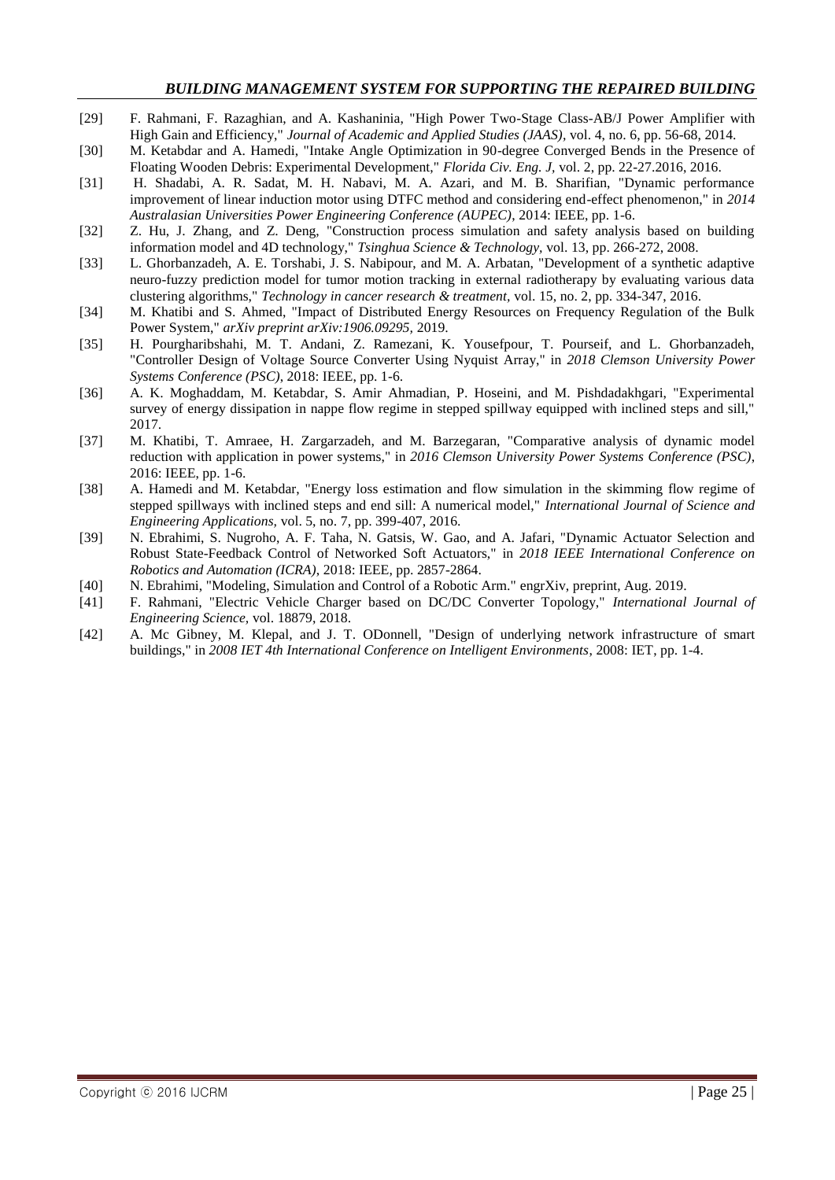[29] F. Rahmani, F. Razaghian, and A. Kashaninia, "High Power Two-Stage Class-AB/J Power Amplifier with High Gain and Efficiency," *Journal of Academic and Applied Studies (JAAS)*, vol. 4, no. 6, pp. 56-68, 2014.

[30] M. Ketabdar and A. Hamedi, "Intake Angle Optimization in 90-degree Converged Bends in the Presence of Floating Wooden Debris: Experimental Development," *Florida Civ. Eng. J*, vol. 2, pp. 22-27.2016, 2016.

[31] H. Shadabi, A. R. Sadat, M. H. Nabavi, M. A. Azari, and M. B. Sharifian, "Dynamic performance improvement of linear induction motor using DTFC method and considering end-effect phenomenon," in *2014 Australasian Universities Power Engineering Conference (AUPEC)*, 2014: IEEE, pp. 1-6.

[32] Z. Hu, J. Zhang, and Z. Deng, "Construction process simulation and safety analysis based on building information model and 4D technology," *Tsinghua Science & Technology*, vol. 13, pp. 266-272, 2008.

[33] L. Ghorbanzadeh, A. E. Torshabi, J. S. Nabipour, and M. A. Arbatan, "Development of a synthetic adaptive neuro-fuzzy prediction model for tumor motion tracking in external radiotherapy by evaluating various data clustering algorithms," *Technology in cancer research & treatment*, vol. 15, no. 2, pp. 334-347, 2016.

[34] M. Khatibi and S. Ahmed, "Impact of Distributed Energy Resources on Frequency Regulation of the Bulk Power System," *arXiv preprint arXiv:1906.09295*, 2019.

[35] H. Pourgharibshahi, M. T. Andani, Z. Ramezani, K. Yousefpour, T. Pourseif, and L. Ghorbanzadeh, "Controller Design of Voltage Source Converter Using Nyquist Array," in *2018 Clemson University Power Systems Conference (PSC)*, 2018: IEEE, pp. 1-6.

[36] A. K. Moghaddam, M. Ketabdar, S. Amir Ahmadian, P. Hoseini, and M. Pishdadakhgari, "Experimental survey of energy dissipation in nappe flow regime in stepped spillway equipped with inclined steps and sill," 2017.

[37] M. Khatibi, T. Amraee, H. Zargarzadeh, and M. Barzegaran, "Comparative analysis of dynamic model reduction with application in power systems," in *2016 Clemson University Power Systems Conference (PSC)*, 2016: IEEE, pp. 1-6.

[38] A. Hamedi and M. Ketabdar, "Energy loss estimation and flow simulation in the skimming flow regime of stepped spillways with inclined steps and end sill: A numerical model," *International Journal of Science and Engineering Applications*, vol. 5, no. 7, pp. 399-407, 2016.

[39] N. Ebrahimi, S. Nugroho, A. F. Taha, N. Gatsis, W. Gao, and A. Jafari, "Dynamic Actuator Selection and Robust State-Feedback Control of Networked Soft Actuators," in *2018 IEEE International Conference on Robotics and Automation (ICRA)*, 2018: IEEE, pp. 2857-2864.

[40] N. Ebrahimi, "Modeling, Simulation and Control of a Robotic Arm." engrXiv, preprint, Aug. 2019.

[41] F. Rahmani, "Electric Vehicle Charger based on DC/DC Converter Topology," *International Journal of Engineering Science*, vol. 18879, 2018.

[42] A. Mc Gibney, M. Klepal, and J. T. ODonnell, "Design of underlying network infrastructure of smart buildings," in *2008 IET 4th International Conference on Intelligent Environments*, 2008: IET, pp. 1-4.